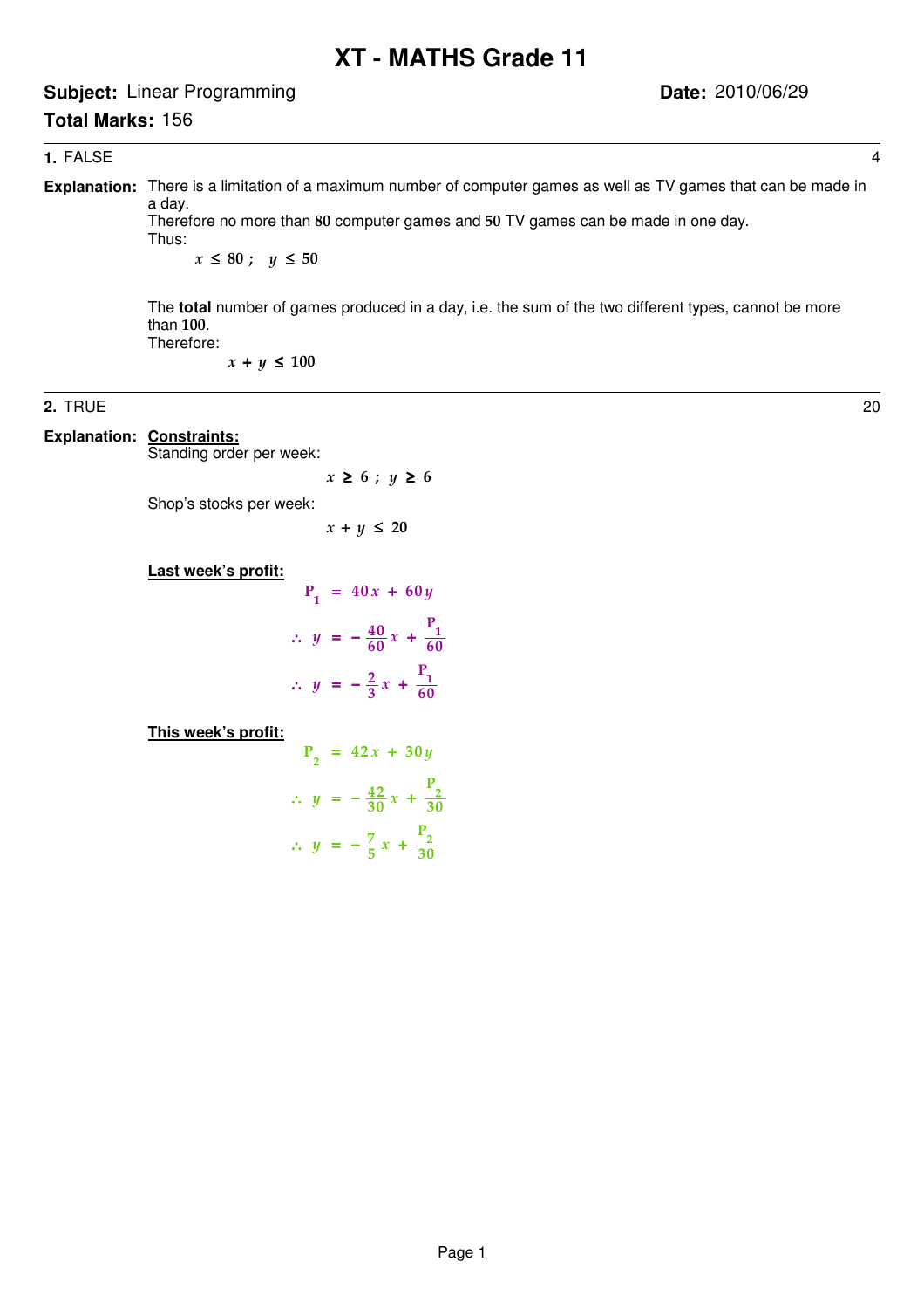# XT - MATHS Grade 11

**Subject:** Linear Programming **Date:** 2010/06/29

**Total Marks:** 156

---

**1.** FALSE 4

**Explanation:** There is a limitation of a maximum number of computer games as well as TV games that can be made in a day.
Therefore no more than **80** computer games and **50** TV games can be made in one day.
Thus:

$$x \leq 80 \; ; \quad y \leq 50$$

The **total** number of games produced in a day, i.e. the sum of the two different types, cannot be more than **100**.
Therefore:

$$x + y \leq 100$$

---

**2.** TRUE 20

**Explanation:** **<u>Constraints:</u>**
Standing order per week:

$$x \geq 6 \; ; \; y \geq 6$$

Shop's stocks per week:

$$x + y \leq 20$$

**<u>Last week's profit:</u>**

$$P_1 = 40x + 60y$$

$$\therefore \; y = -\frac{40}{60}x + \frac{P_1}{60}$$

$$\therefore \; y = -\frac{2}{3}x + \frac{P_1}{60}$$

**<u>This week's profit:</u>**

$$P_2 = 42x + 30y$$

$$\therefore \; y = -\frac{42}{30}x + \frac{P_2}{30}$$

$$\therefore \; y = -\frac{7}{5}x + \frac{P_2}{30}$$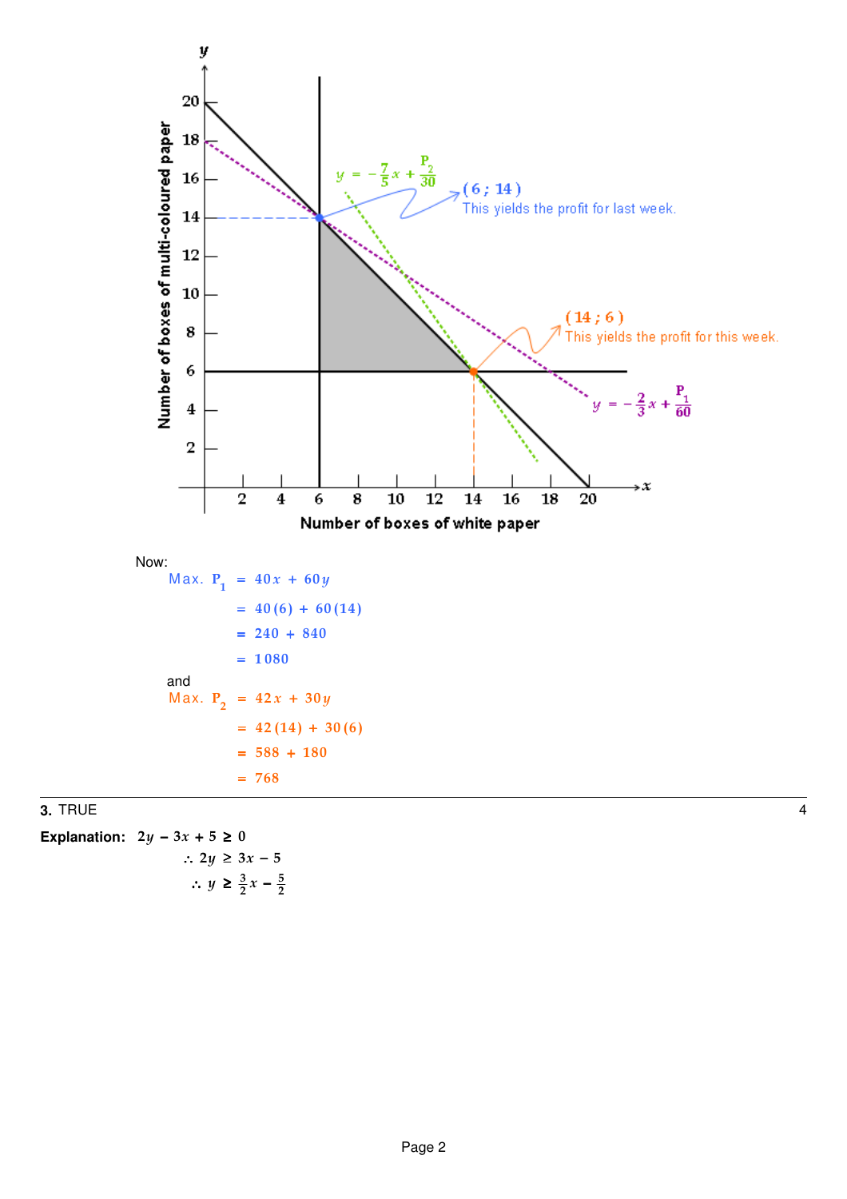Now:

$$\text{Max. } P_1 = 40x + 60y$$
$$= 40(6) + 60(14)$$
$$= 240 + 840$$
$$= 1\,080$$

and

$$\text{Max. } P_2 = 42x + 30y$$
$$= 42(14) + 30(6)$$
$$= 588 + 180$$
$$= 768$$

---

**3.** TRUE

**Explanation:** $2y - 3x + 5 \geq 0$

$\therefore 2y \geq 3x - 5$

$\therefore y \geq \frac{3}{2}x - \frac{5}{2}$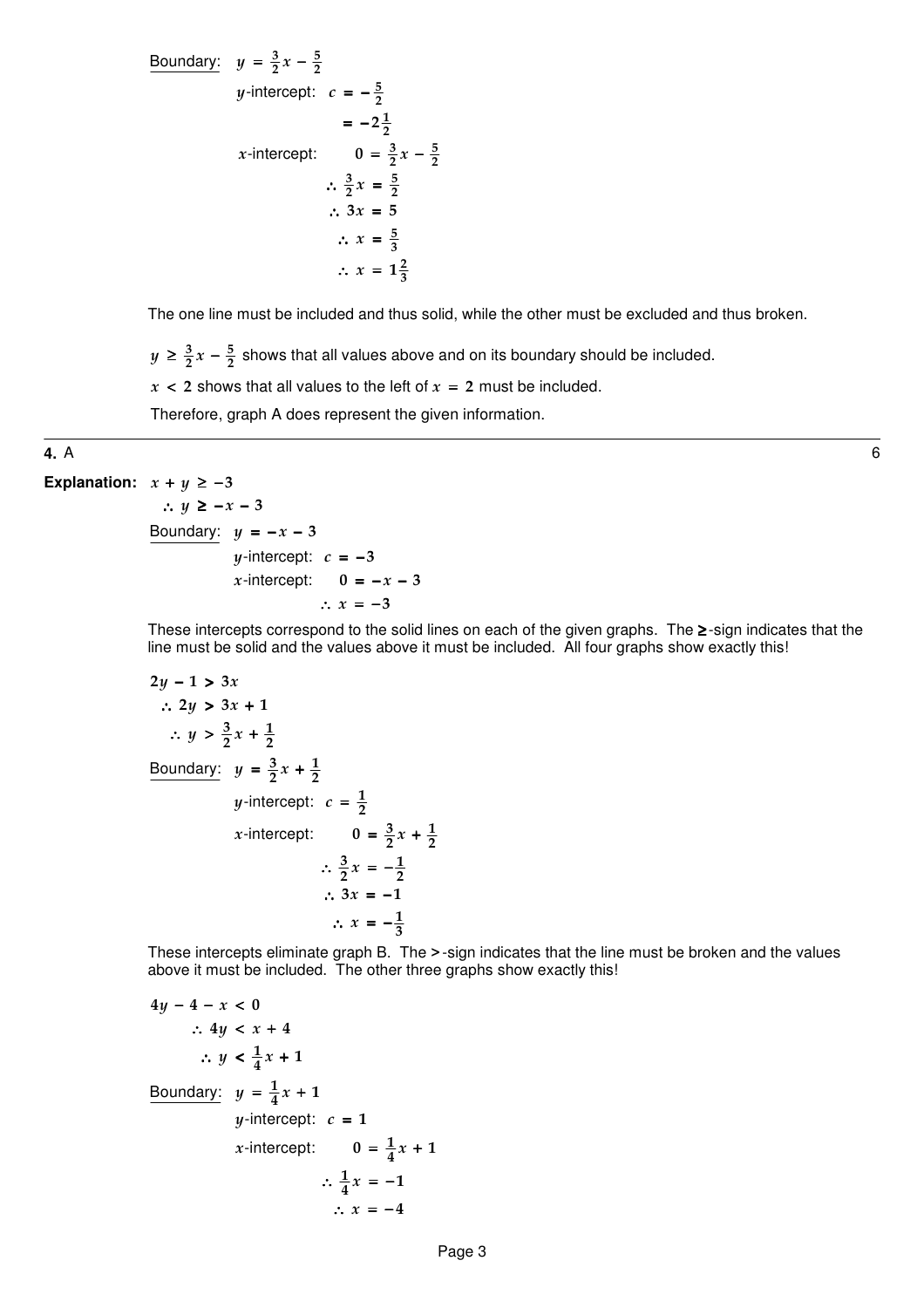<u>Boundary:</u> $y = \frac{3}{2}x - \frac{5}{2}$

$y$-intercept: $c = -\frac{5}{2}$

$= -2\frac{1}{2}$

$x$-intercept: $0 = \frac{3}{2}x - \frac{5}{2}$

$\therefore \frac{3}{2}x = \frac{5}{2}$

$\therefore 3x = 5$

$\therefore x = \frac{5}{3}$

$\therefore x = 1\frac{2}{3}$

The one line must be included and thus solid, while the other must be excluded and thus broken.

$y \geq \frac{3}{2}x - \frac{5}{2}$ shows that all values above and on its boundary should be included.

$x < 2$ shows that all values to the left of $x = 2$ must be included.

Therefore, graph A does represent the given information.

---

**4.** A — 6

**Explanation:** $x + y \geq -3$

$\therefore y \geq -x - 3$

<u>Boundary:</u> $y = -x - 3$

$y$-intercept: $c = -3$

$x$-intercept: $0 = -x - 3$

$\therefore x = -3$

These intercepts correspond to the solid lines on each of the given graphs. The $\geq$-sign indicates that the line must be solid and the values above it must be included. All four graphs show exactly this!

$2y - 1 > 3x$

$\therefore 2y > 3x + 1$

$\therefore y > \frac{3}{2}x + \frac{1}{2}$

<u>Boundary:</u> $y = \frac{3}{2}x + \frac{1}{2}$

$y$-intercept: $c = \frac{1}{2}$

$x$-intercept: $0 = \frac{3}{2}x + \frac{1}{2}$

$\therefore \frac{3}{2}x = -\frac{1}{2}$

$\therefore 3x = -1$

$\therefore x = -\frac{1}{3}$

These intercepts eliminate graph B. The $>$-sign indicates that the line must be broken and the values above it must be included. The other three graphs show exactly this!

$4y - 4 - x < 0$

$\therefore 4y < x + 4$

$\therefore y < \frac{1}{4}x + 1$

<u>Boundary:</u> $y = \frac{1}{4}x + 1$

$y$-intercept: $c = 1$

$x$-intercept: $0 = \frac{1}{4}x + 1$

$\therefore \frac{1}{4}x = -1$

$\therefore x = -4$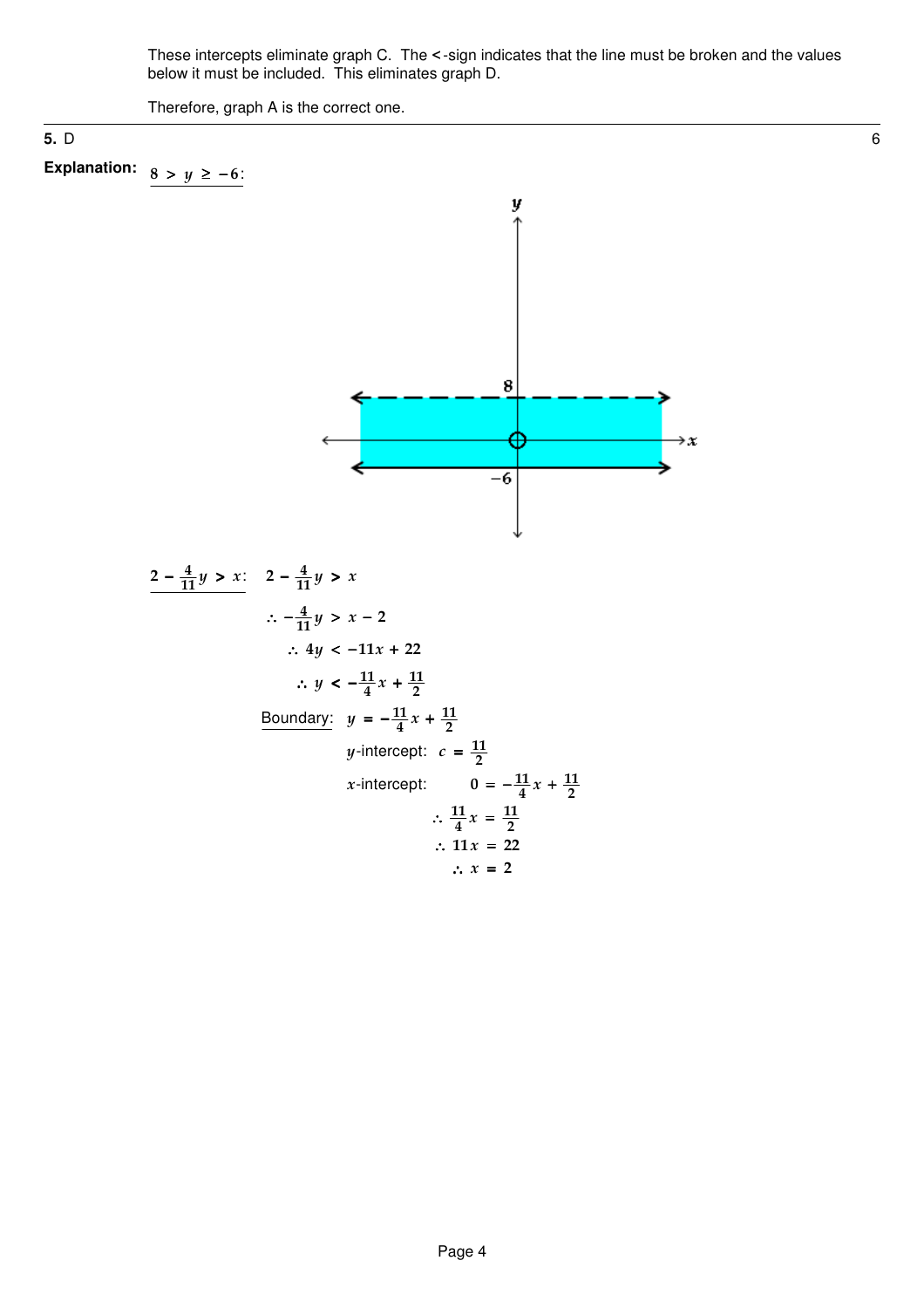These intercepts eliminate graph C. The <-sign indicates that the line must be broken and the values below it must be included. This eliminates graph D.

Therefore, graph A is the correct one.

---

**5.** D 6

**Explanation:** $8 > y \geq -6$:

$2 - \frac{4}{11}y > x$: $2 - \frac{4}{11}y > x$

$$\therefore -\frac{4}{11}y > x - 2$$

$$\therefore 4y < -11x + 22$$

$$\therefore y < -\frac{11}{4}x + \frac{11}{2}$$

Boundary: $y = -\frac{11}{4}x + \frac{11}{2}$

$y$-intercept: $c = \frac{11}{2}$

$x$-intercept: $0 = -\frac{11}{4}x + \frac{11}{2}$

$$\therefore \frac{11}{4}x = \frac{11}{2}$$

$$\therefore 11x = 22$$

$$\therefore x = 2$$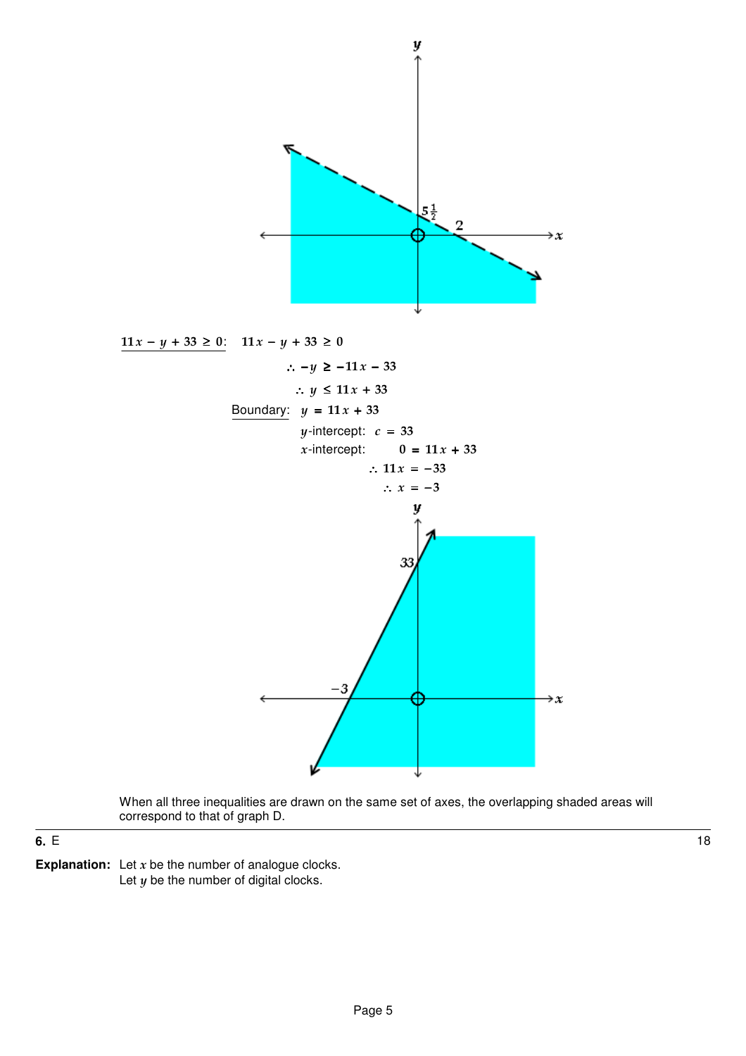$\underline{11x - y + 33 \geq 0}$: $\quad 11x - y + 33 \geq 0$

$$\therefore -y \geq -11x - 33$$

$$\therefore y \leq 11x + 33$$

Boundary: $y = 11x + 33$

$y$-intercept: $c = 33$

$x$-intercept: $0 = 11x + 33$

$$\therefore 11x = -33$$

$$\therefore x = -3$$

When all three inequalities are drawn on the same set of axes, the overlapping shaded areas will correspond to that of graph D.

---

**6.** E

**Explanation:** Let $x$ be the number of analogue clocks.
Let $y$ be the number of digital clocks.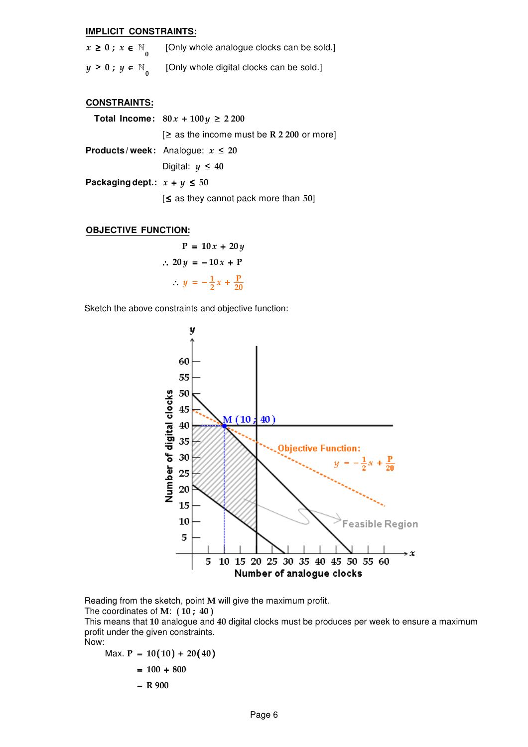**IMPLICIT CONSTRAINTS:**

$x \geq 0\ ;\ x \in \mathbb{N}_0$ [Only whole analogue clocks can be sold.]

$y \geq 0\ ;\ y \in \mathbb{N}_0$ [Only whole digital clocks can be sold.]

**CONSTRAINTS:**

**Total Income:** $80x + 100y \geq 2\,200$

[≥ as the income must be **R 2 200** or more]

**Products / week:** Analogue: $x \leq 20$

Digital: $y \leq 40$

**Packaging dept.:** $x + y \leq 50$

[≤ as they cannot pack more than **50**]

**OBJECTIVE FUNCTION:**

$$P = 10x + 20y$$

$$\therefore\ 20y = -10x + P$$

$$\therefore\ y = -\frac{1}{2}x + \frac{P}{20}$$

Sketch the above constraints and objective function:

Reading from the sketch, point **M** will give the maximum profit.
The coordinates of **M**: $(10\ ;\ 40)$
This means that **10** analogue and **40** digital clocks must be produces per week to ensure a maximum profit under the given constraints.
Now:

$$\text{Max. } P = 10(10) + 20(40)$$

$$= 100 + 800$$

$$= R\ 900$$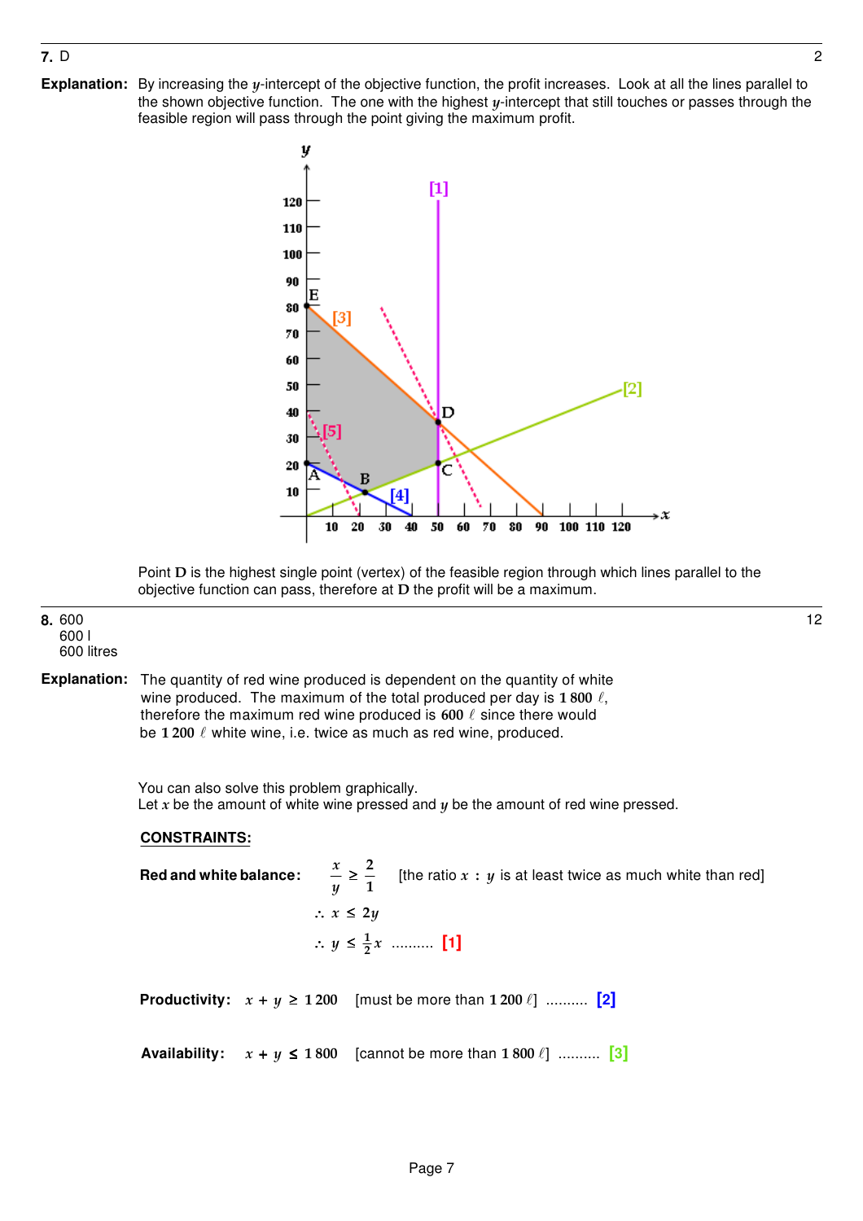**7.** D  2

**Explanation:** By increasing the $y$-intercept of the objective function, the profit increases. Look at all the lines parallel to the shown objective function. The one with the highest $y$-intercept that still touches or passes through the feasible region will pass through the point giving the maximum profit.

Point **D** is the highest single point (vertex) of the feasible region through which lines parallel to the objective function can pass, therefore at **D** the profit will be a maximum.

---

**8.** 600
600 l
600 litres  12

**Explanation:** The quantity of red wine produced is dependent on the quantity of white wine produced. The maximum of the total produced per day is $1\,800$ ℓ, therefore the maximum red wine produced is $600$ ℓ since there would be $1\,200$ ℓ white wine, i.e. twice as much as red wine, produced.

You can also solve this problem graphically.
Let $x$ be the amount of white wine pressed and $y$ be the amount of red wine pressed.

**CONSTRAINTS:**

**Red and white balance:** $\frac{x}{y} \geq \frac{2}{1}$ [the ratio $x : y$ is at least twice as much white than red]

$\therefore x \leq 2y$

$\therefore y \leq \frac{1}{2}x$ .......... [1]

**Productivity:** $x + y \geq 1\,200$ [must be more than $1\,200$ ℓ] .......... [2]

**Availability:** $x + y \leq 1\,800$ [cannot be more than $1\,800$ ℓ] .......... [3]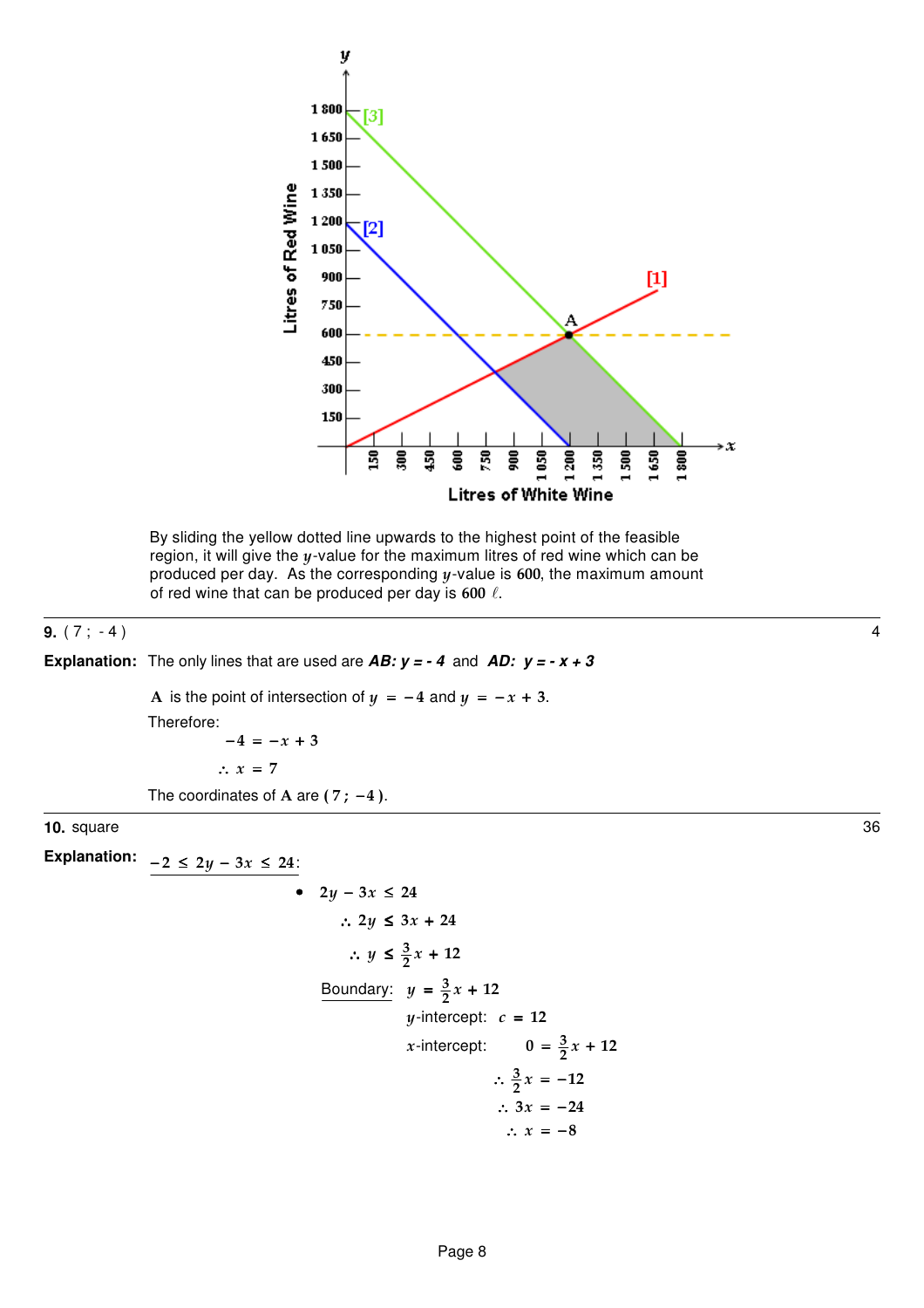By sliding the yellow dotted line upwards to the highest point of the feasible region, it will give the $y$-value for the maximum litres of red wine which can be produced per day. As the corresponding $y$-value is $600$, the maximum amount of red wine that can be produced per day is $600\ \ell$.

---

**9.** ( 7 ; - 4 ) 4

**Explanation:** The only lines that are used are ***AB: y = - 4*** and ***AD: y = - x + 3***

$\mathbf{A}$ is the point of intersection of $y = -4$ and $y = -x + 3$.

Therefore:

$$-4 = -x + 3$$

$$\therefore x = 7$$

The coordinates of $\mathbf{A}$ are $(7 ; -4)$.

---

**10.** square 36

**Explanation:** $-2 \leq 2y - 3x \leq 24$:

- $2y - 3x \leq 24$

$$\therefore 2y \leq 3x + 24$$

$$\therefore y \leq \frac{3}{2}x + 12$$

Boundary: $y = \frac{3}{2}x + 12$

$y$-intercept: $c = 12$

$x$-intercept: $0 = \frac{3}{2}x + 12$

$$\therefore \frac{3}{2}x = -12$$

$$\therefore 3x = -24$$

$$\therefore x = -8$$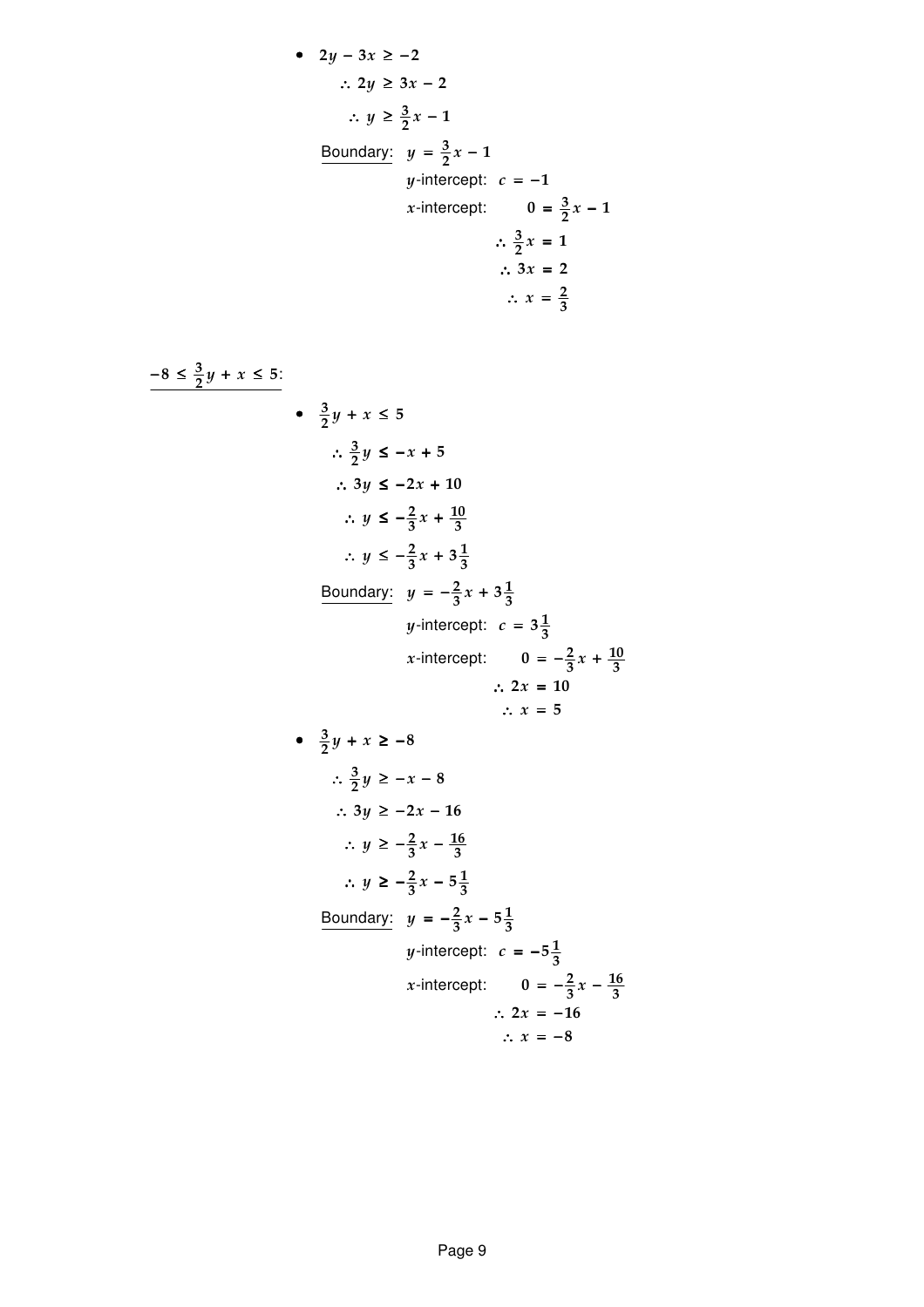- $2y - 3x \geq -2$

  $\therefore 2y \geq 3x - 2$

  $\therefore y \geq \frac{3}{2}x - 1$

  Boundary: $y = \frac{3}{2}x - 1$

  $y$-intercept: $c = -1$

  $x$-intercept: $0 = \frac{3}{2}x - 1$

  $\therefore \frac{3}{2}x = 1$

  $\therefore 3x = 2$

  $\therefore x = \frac{2}{3}$

$-8 \leq \frac{3}{2}y + x \leq 5$:

- $\frac{3}{2}y + x \leq 5$

  $\therefore \frac{3}{2}y \leq -x + 5$

  $\therefore 3y \leq -2x + 10$

  $\therefore y \leq -\frac{2}{3}x + \frac{10}{3}$

  $\therefore y \leq -\frac{2}{3}x + 3\frac{1}{3}$

  Boundary: $y = -\frac{2}{3}x + 3\frac{1}{3}$

  $y$-intercept: $c = 3\frac{1}{3}$

  $x$-intercept: $0 = -\frac{2}{3}x + \frac{10}{3}$

  $\therefore 2x = 10$

  $\therefore x = 5$

- $\frac{3}{2}y + x \geq -8$

  $\therefore \frac{3}{2}y \geq -x - 8$

  $\therefore 3y \geq -2x - 16$

  $\therefore y \geq -\frac{2}{3}x - \frac{16}{3}$

  $\therefore y \geq -\frac{2}{3}x - 5\frac{1}{3}$

  Boundary: $y = -\frac{2}{3}x - 5\frac{1}{3}$

  $y$-intercept: $c = -5\frac{1}{3}$

  $x$-intercept: $0 = -\frac{2}{3}x - \frac{16}{3}$

  $\therefore 2x = -16$

  $\therefore x = -8$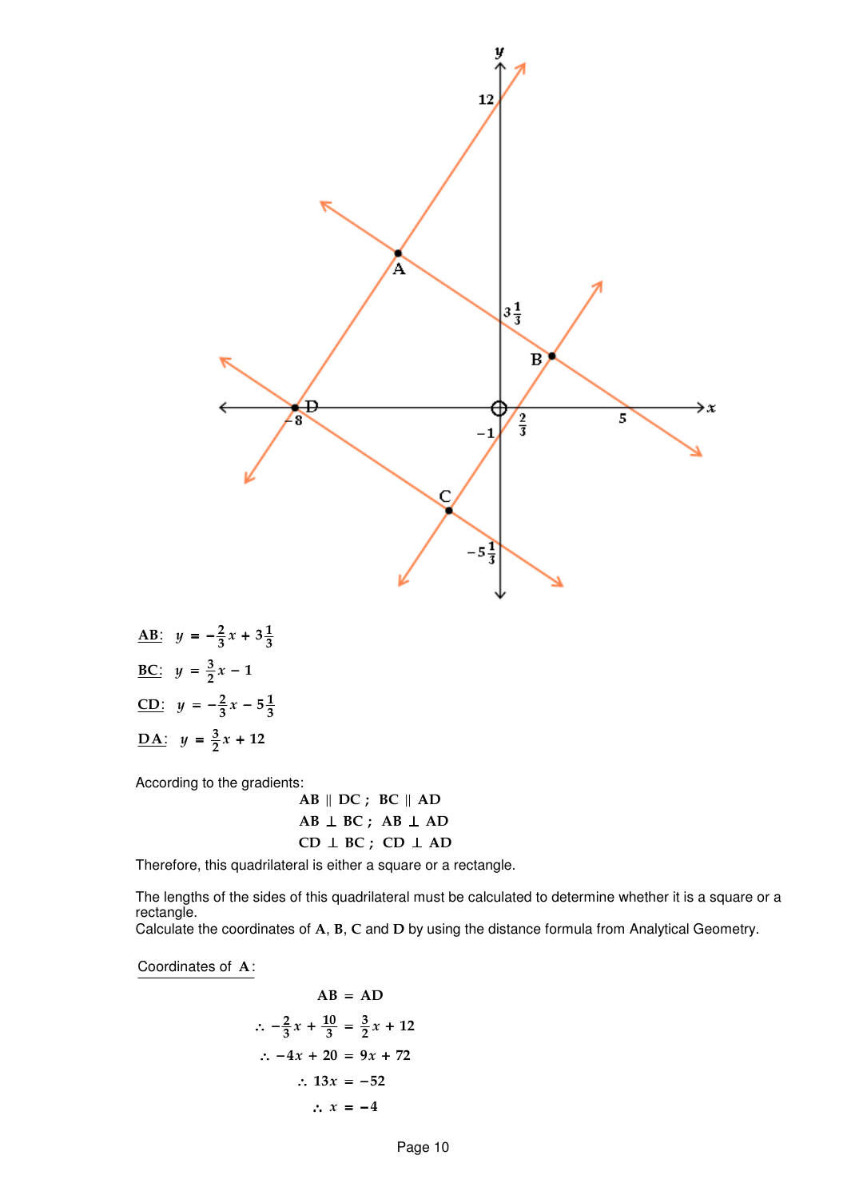AB: $y = -\frac{2}{3}x + 3\frac{1}{3}$

BC: $y = \frac{3}{2}x - 1$

CD: $y = -\frac{2}{3}x - 5\frac{1}{3}$

DA: $y = \frac{3}{2}x + 12$

According to the gradients:

$$\text{AB} \parallel \text{DC}\ ;\ \ \text{BC} \parallel \text{AD}$$

$$\text{AB} \perp \text{BC}\ ;\ \ \text{AB} \perp \text{AD}$$

$$\text{CD} \perp \text{BC}\ ;\ \ \text{CD} \perp \text{AD}$$

Therefore, this quadrilateral is either a square or a rectangle.

The lengths of the sides of this quadrilateral must be calculated to determine whether it is a square or a rectangle.
Calculate the coordinates of **A**, **B**, **C** and **D** by using the distance formula from Analytical Geometry.

Coordinates of **A**:

$$\text{AB} = \text{AD}$$

$$\therefore -\frac{2}{3}x + \frac{10}{3} = \frac{3}{2}x + 12$$

$$\therefore -4x + 20 = 9x + 72$$

$$\therefore 13x = -52$$

$$\therefore x = -4$$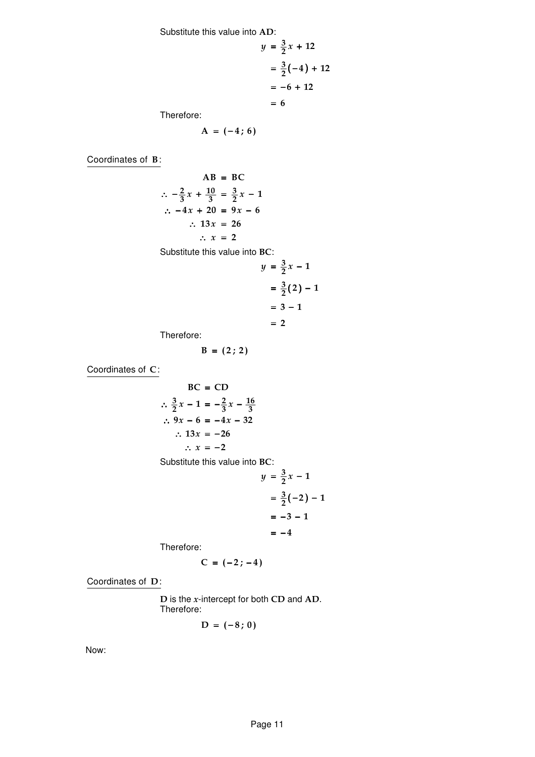Substitute this value into $\mathbf{AD}$:

$$
\begin{aligned}
y &= \frac{3}{2}x + 12 \\
&= \frac{3}{2}(-4) + 12 \\
&= -6 + 12 \\
&= 6
\end{aligned}
$$

Therefore:

$$\mathbf{A} = (-4; 6)$$

Coordinates of $\mathbf{B}$:

$$
\begin{aligned}
\mathbf{AB} &= \mathbf{BC} \\
\therefore -\frac{2}{3}x + \frac{10}{3} &= \frac{3}{2}x - 1 \\
\therefore -4x + 20 &= 9x - 6 \\
\therefore 13x &= 26 \\
\therefore x &= 2
\end{aligned}
$$

Substitute this value into $\mathbf{BC}$:

$$
\begin{aligned}
y &= \frac{3}{2}x - 1 \\
&= \frac{3}{2}(2) - 1 \\
&= 3 - 1 \\
&= 2
\end{aligned}
$$

Therefore:

$$\mathbf{B} = (2; 2)$$

Coordinates of $\mathbf{C}$:

$$
\begin{aligned}
\mathbf{BC} &= \mathbf{CD} \\
\therefore \frac{3}{2}x - 1 &= -\frac{2}{3}x - \frac{16}{3} \\
\therefore 9x - 6 &= -4x - 32 \\
\therefore 13x &= -26 \\
\therefore x &= -2
\end{aligned}
$$

Substitute this value into $\mathbf{BC}$:

$$
\begin{aligned}
y &= \frac{3}{2}x - 1 \\
&= \frac{3}{2}(-2) - 1 \\
&= -3 - 1 \\
&= -4
\end{aligned}
$$

Therefore:

$$\mathbf{C} = (-2; -4)$$

Coordinates of $\mathbf{D}$:

$\mathbf{D}$ is the $x$-intercept for both $\mathbf{CD}$ and $\mathbf{AD}$.
Therefore:

$$\mathbf{D} = (-8; 0)$$

Now: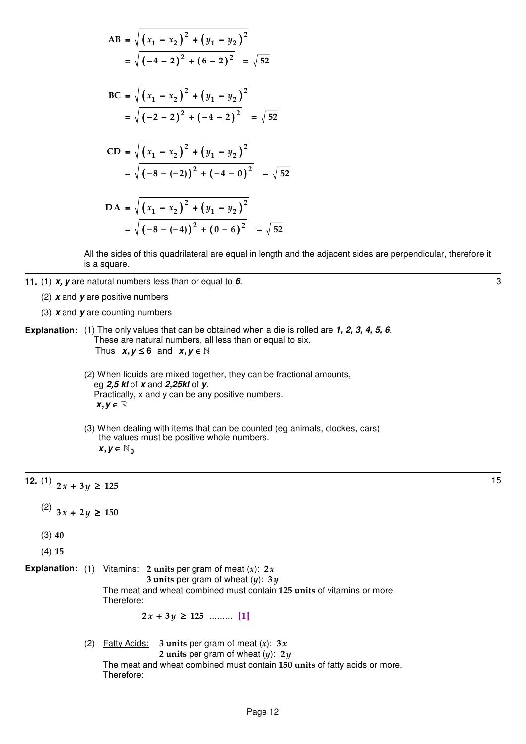$$AB = \sqrt{(x_1 - x_2)^2 + (y_1 - y_2)^2}$$
$$= \sqrt{(-4-2)^2 + (6-2)^2} = \sqrt{52}$$

$$BC = \sqrt{(x_1 - x_2)^2 + (y_1 - y_2)^2}$$
$$= \sqrt{(-2-2)^2 + (-4-2)^2} = \sqrt{52}$$

$$CD = \sqrt{(x_1 - x_2)^2 + (y_1 - y_2)^2}$$
$$= \sqrt{(-8-(-2))^2 + (-4-0)^2} = \sqrt{52}$$

$$DA = \sqrt{(x_1 - x_2)^2 + (y_1 - y_2)^2}$$
$$= \sqrt{(-8-(-4))^2 + (0-6)^2} = \sqrt{52}$$

All the sides of this quadrilateral are equal in length and the adjacent sides are perpendicular, therefore it is a square.

---

**11.** (1) ***x, y*** are natural numbers less than or equal to ***6***. 3

(2) ***x*** and ***y*** are positive numbers

(3) ***x*** and ***y*** are counting numbers

**Explanation:** (1) The only values that can be obtained when a die is rolled are ***1, 2, 3, 4, 5, 6***. These are natural numbers, all less than or equal to six.
Thus $x, y \leq 6$ and $x, y \in \mathbb{N}$

(2) When liquids are mixed together, they can be fractional amounts, eg ***2,5 kl*** of ***x*** and ***2,25kl*** of ***y***.
Practically, x and y can be any positive numbers.
$x, y \in \mathbb{R}$

(3) When dealing with items that can be counted (eg animals, clockes, cars) the values must be positive whole numbers.
$x, y \in \mathbb{N}_0$

---

**12.** (1) $2x + 3y \geq 125$ 15

(2) $3x + 2y \geq 150$

(3) **40**

(4) **15**

**Explanation:** (1) Vitamins: **2 units** per gram of meat ($x$): $2x$
**3 units** per gram of wheat ($y$): $3y$
The meat and wheat combined must contain **125 units** of vitamins or more.
Therefore:

$$2x + 3y \geq 125 \quad \ldots\ldots\ldots \quad [1]$$

(2) Fatty Acids: **3 units** per gram of meat ($x$): $3x$
**2 units** per gram of wheat ($y$): $2y$
The meat and wheat combined must contain **150 units** of fatty acids or more.
Therefore: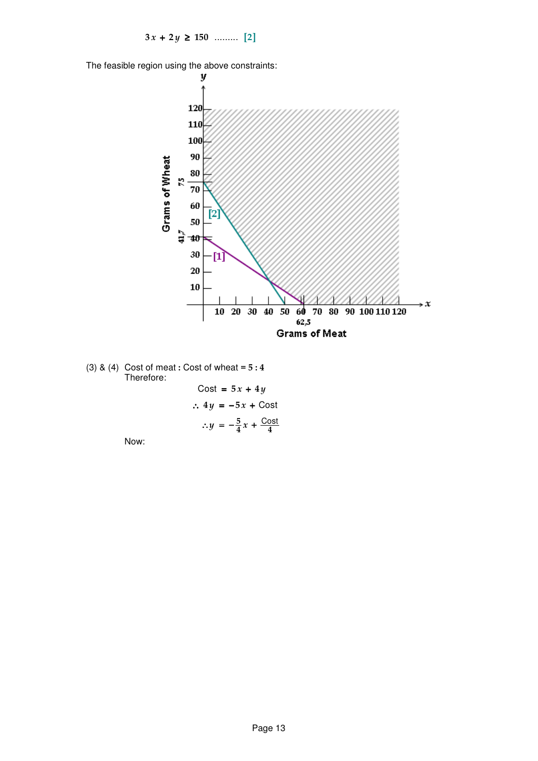$$3x + 2y \geq 150 \quad \ldots\ldots\ldots \quad [2]$$

The feasible region using the above constraints:

(3) & (4) Cost of meat : Cost of wheat = $5 : 4$

Therefore:

$$\text{Cost} = 5x + 4y$$

$$\therefore 4y = -5x + \text{Cost}$$

$$\therefore y = -\frac{5}{4}x + \frac{\text{Cost}}{4}$$

Now: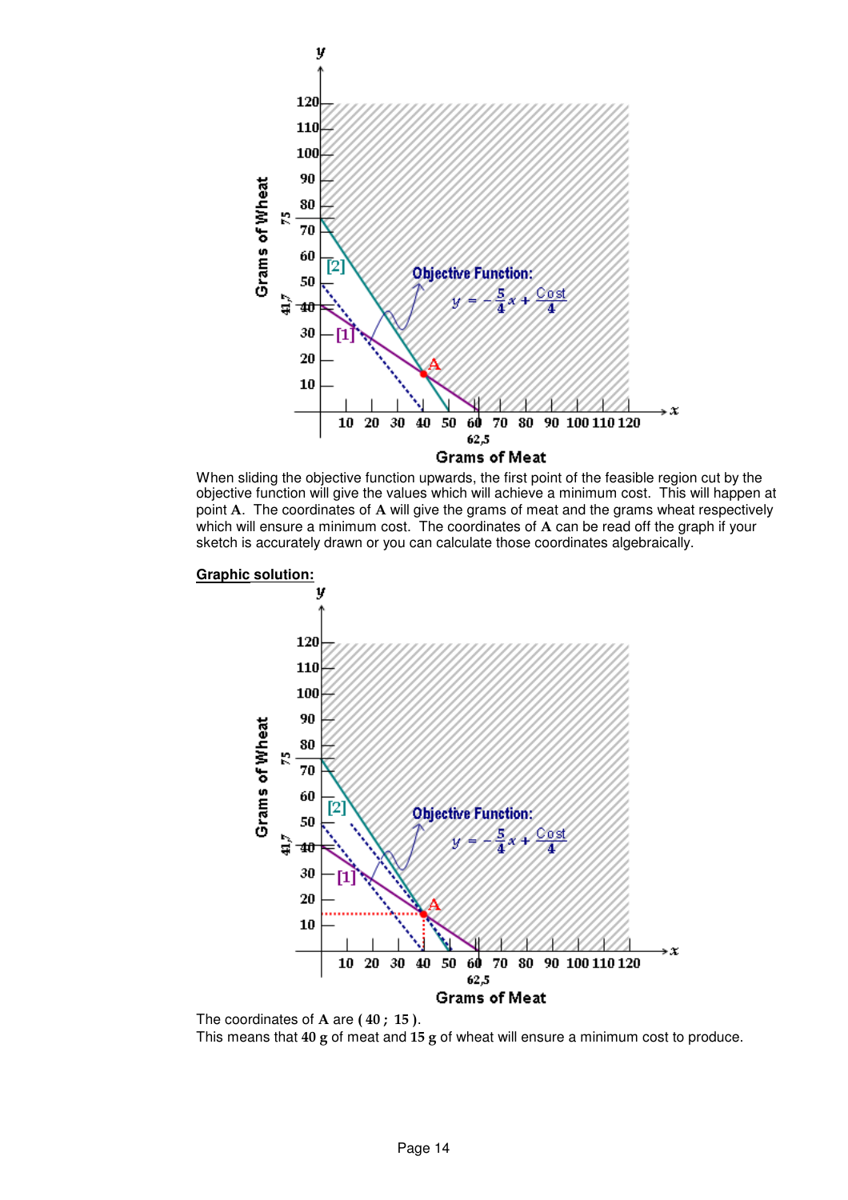When sliding the objective function upwards, the first point of the feasible region cut by the objective function will give the values which will achieve a minimum cost. This will happen at point **A**. The coordinates of **A** will give the grams of meat and the grams wheat respectively which will ensure a minimum cost. The coordinates of **A** can be read off the graph if your sketch is accurately drawn or you can calculate those coordinates algebraically.

**Graphic solution:**

The coordinates of **A** are **( 40 ; 15 )**.
This means that **40 g** of meat and **15 g** of wheat will ensure a minimum cost to produce.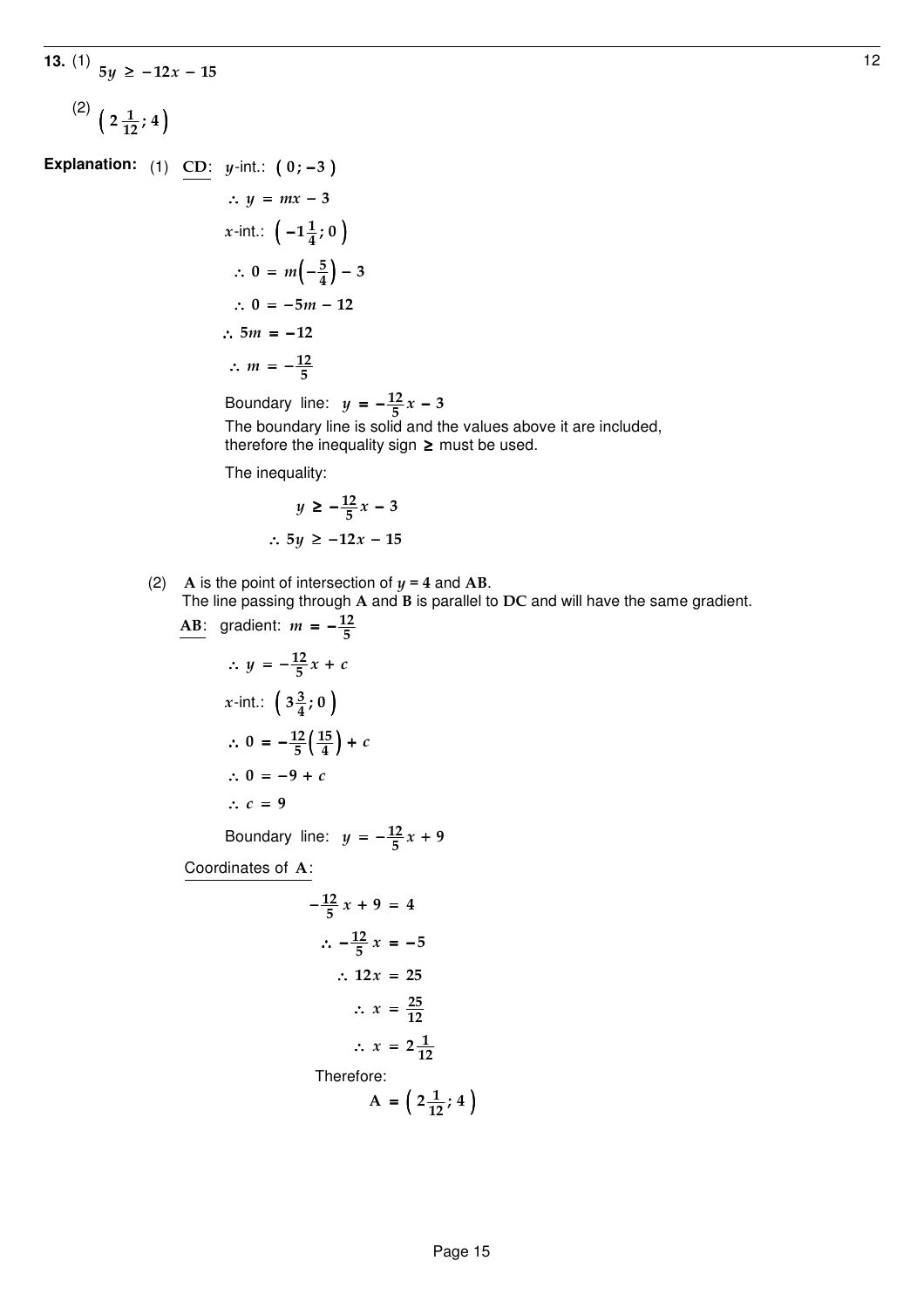**13.** (1) $5y \geq -12x - 15$

(2) $\left( 2\frac{1}{12} ; 4 \right)$

**Explanation:** (1) $\underline{\mathbf{CD}}$: $y$-int.: $(0 ; -3)$

$$\therefore y = mx - 3$$

$x$-int.: $\left( -1\frac{1}{4} ; 0 \right)$

$$\therefore 0 = m\left(-\frac{5}{4}\right) - 3$$

$$\therefore 0 = -5m - 12$$

$$\therefore 5m = -12$$

$$\therefore m = -\frac{12}{5}$$

Boundary line: $y = -\frac{12}{5}x - 3$

The boundary line is solid and the values above it are included, therefore the inequality sign $\geq$ must be used.

The inequality:

$$y \geq -\frac{12}{5}x - 3$$

$$\therefore 5y \geq -12x - 15$$

(2) $\mathbf{A}$ is the point of intersection of $y = 4$ and $\mathbf{AB}$.
The line passing through $\mathbf{A}$ and $\mathbf{B}$ is parallel to $\mathbf{DC}$ and will have the same gradient.

$\underline{\mathbf{AB}}$: gradient: $m = -\frac{12}{5}$

$$\therefore y = -\frac{12}{5}x + c$$

$x$-int.: $\left( 3\frac{3}{4} ; 0 \right)$

$$\therefore 0 = -\frac{12}{5}\left(\frac{15}{4}\right) + c$$

$$\therefore 0 = -9 + c$$

$$\therefore c = 9$$

Boundary line: $y = -\frac{12}{5}x + 9$

Coordinates of $\mathbf{A}$:

$$-\frac{12}{5}x + 9 = 4$$

$$\therefore -\frac{12}{5}x = -5$$

$$\therefore 12x = 25$$

$$\therefore x = \frac{25}{12}$$

$$\therefore x = 2\frac{1}{12}$$

Therefore:

$$\mathbf{A} = \left( 2\frac{1}{12} ; 4 \right)$$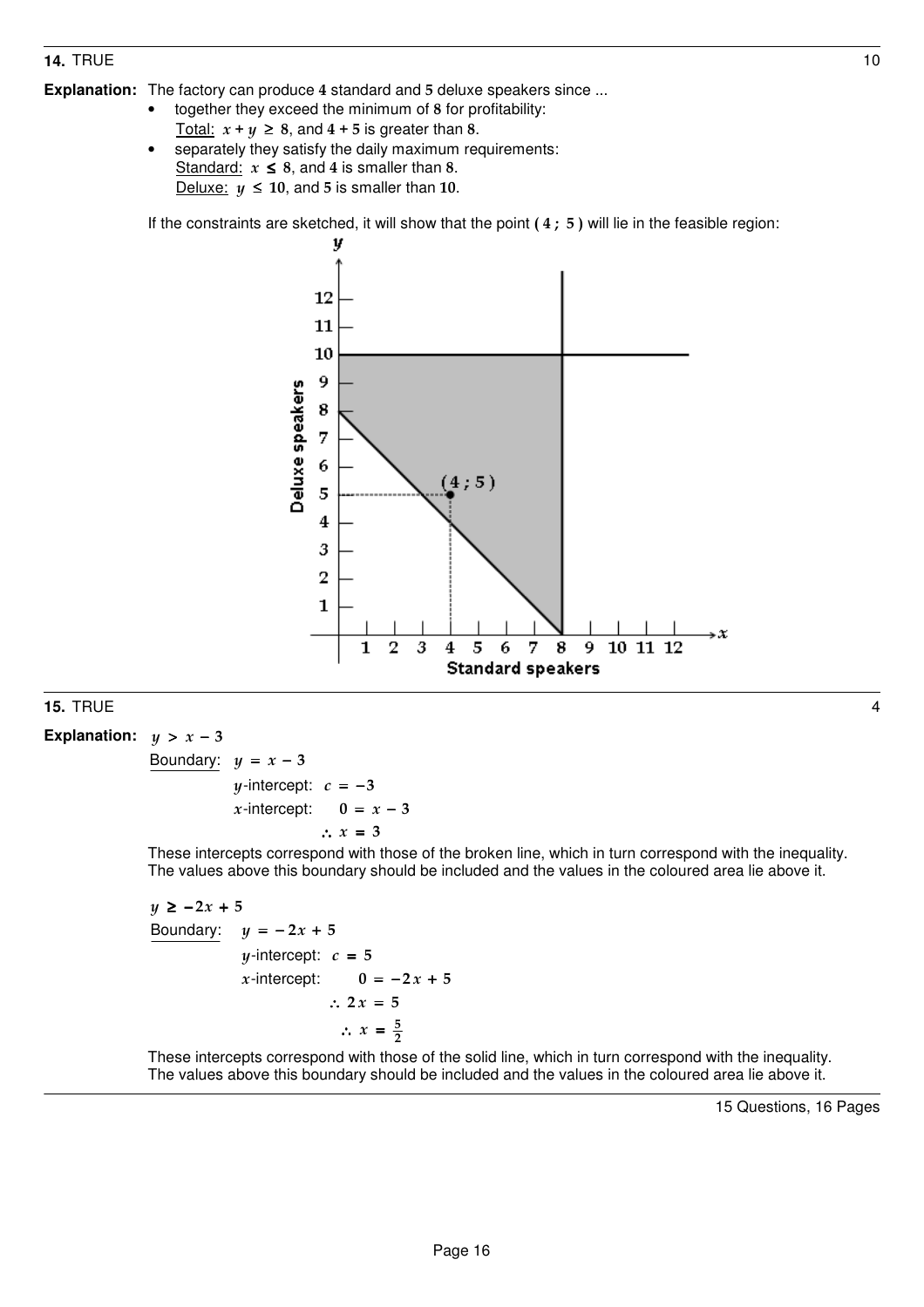**14.** TRUE 10

**Explanation:** The factory can produce $4$ standard and $5$ deluxe speakers since ...

- together they exceed the minimum of $8$ for profitability:
  Total: $x + y \geq 8$, and $4 + 5$ is greater than $8$.
- separately they satisfy the daily maximum requirements:
  Standard: $x \leq 8$, and $4$ is smaller than $8$.
  Deluxe: $y \leq 10$, and $5$ is smaller than $10$.

If the constraints are sketched, it will show that the point $(4 ; 5)$ will lie in the feasible region:

y

Deluxe speakers

12
11
10
9
8
7
6
5
4
3
2
1

(4 ; 5)

1 2 3 4 5 6 7 8 9 10 11 12

x

Standard speakers

**15.** TRUE 4

**Explanation:** $y > x - 3$

Boundary: $y = x - 3$

$y$-intercept: $c = -3$

$x$-intercept: $0 = x - 3$

$\therefore x = 3$

These intercepts correspond with those of the broken line, which in turn correspond with the inequality. The values above this boundary should be included and the values in the coloured area lie above it.

$y \geq -2x + 5$

Boundary: $y = -2x + 5$

$y$-intercept: $c = 5$

$x$-intercept: $0 = -2x + 5$

$\therefore 2x = 5$

$\therefore x = \frac{5}{2}$

These intercepts correspond with those of the solid line, which in turn correspond with the inequality. The values above this boundary should be included and the values in the coloured area lie above it.